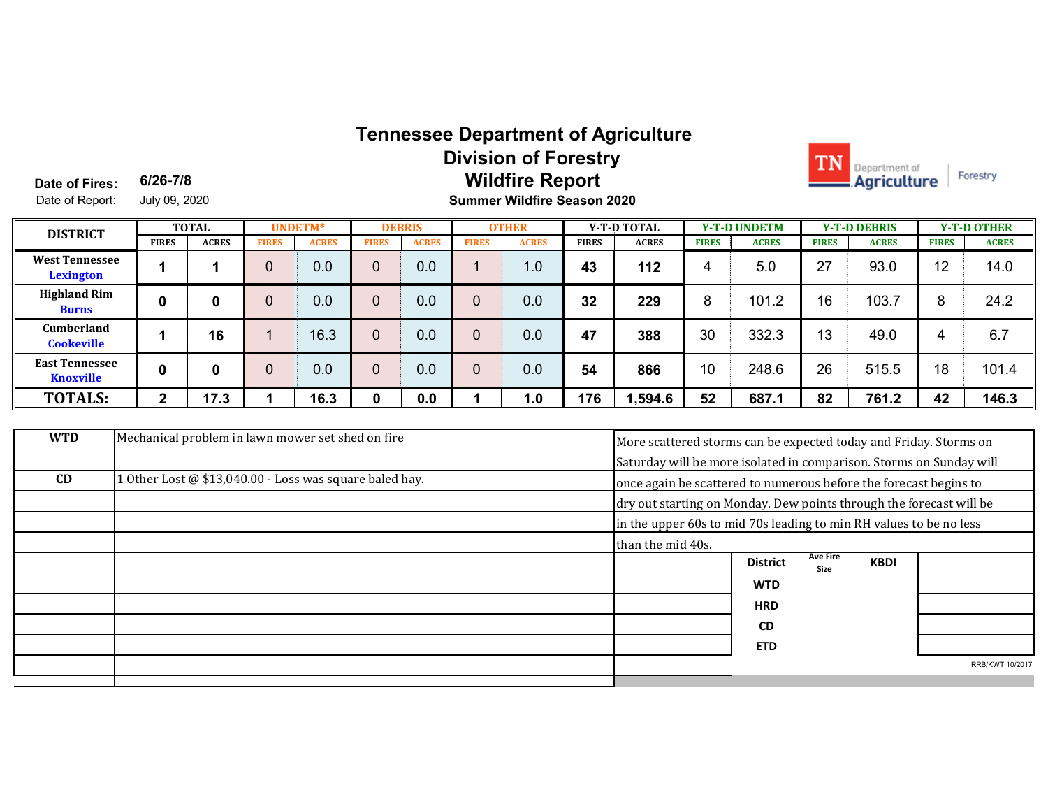# Tennessee Department of Agriculture
## Division of Forestry
## Wildfire Report
### Summer Wildfire Season 2020

**Date of Fires:** 6/26-7/8

Date of Report: July 09, 2020

| DISTRICT | TOTAL | | UNDETM* | | DEBRIS | | OTHER | | Y-T-D TOTAL | | Y-T-D UNDETM | | Y-T-D DEBRIS | | Y-T-D OTHER | |
|---|---|---|---|---|---|---|---|---|---|---|---|---|---|---|---|---|
| | FIRES | ACRES | FIRES | ACRES | FIRES | ACRES | FIRES | ACRES | FIRES | ACRES | FIRES | ACRES | FIRES | ACRES | FIRES | ACRES |
| West Tennessee Lexington | 1 | 1 | 0 | 0.0 | 0 | 0.0 | 1 | 1.0 | 43 | 112 | 4 | 5.0 | 27 | 93.0 | 12 | 14.0 |
| Highland Rim Burns | 0 | 0 | 0 | 0.0 | 0 | 0.0 | 0 | 0.0 | 32 | 229 | 8 | 101.2 | 16 | 103.7 | 8 | 24.2 |
| Cumberland Cookeville | 1 | 16 | 1 | 16.3 | 0 | 0.0 | 0 | 0.0 | 47 | 388 | 30 | 332.3 | 13 | 49.0 | 4 | 6.7 |
| East Tennessee Knoxville | 0 | 0 | 0 | 0.0 | 0 | 0.0 | 0 | 0.0 | 54 | 866 | 10 | 248.6 | 26 | 515.5 | 18 | 101.4 |
| **TOTALS:** | **2** | **17.3** | **1** | **16.3** | **0** | **0.0** | **1** | **1.0** | **176** | **1,594.6** | **52** | **687.1** | **82** | **761.2** | **42** | **146.3** |

| | |
|---|---|
| **WTD** | Mechanical problem in lawn mower set shed on fire |
| **CD** | 1 Other Lost @ $13,040.00 - Loss was square baled hay. |

More scattered storms can be expected today and Friday. Storms on Saturday will be more isolated in comparison. Storms on Sunday will once again be scattered to numerous before the forecast begins to dry out starting on Monday. Dew points through the forecast will be in the upper 60s to mid 70s leading to min RH values to be no less than the mid 40s.

| District | Ave Fire Size | KBDI |
|---|---|---|
| WTD | | |
| HRD | | |
| CD | | |
| ETD | | |

RRB/KWT 10/2017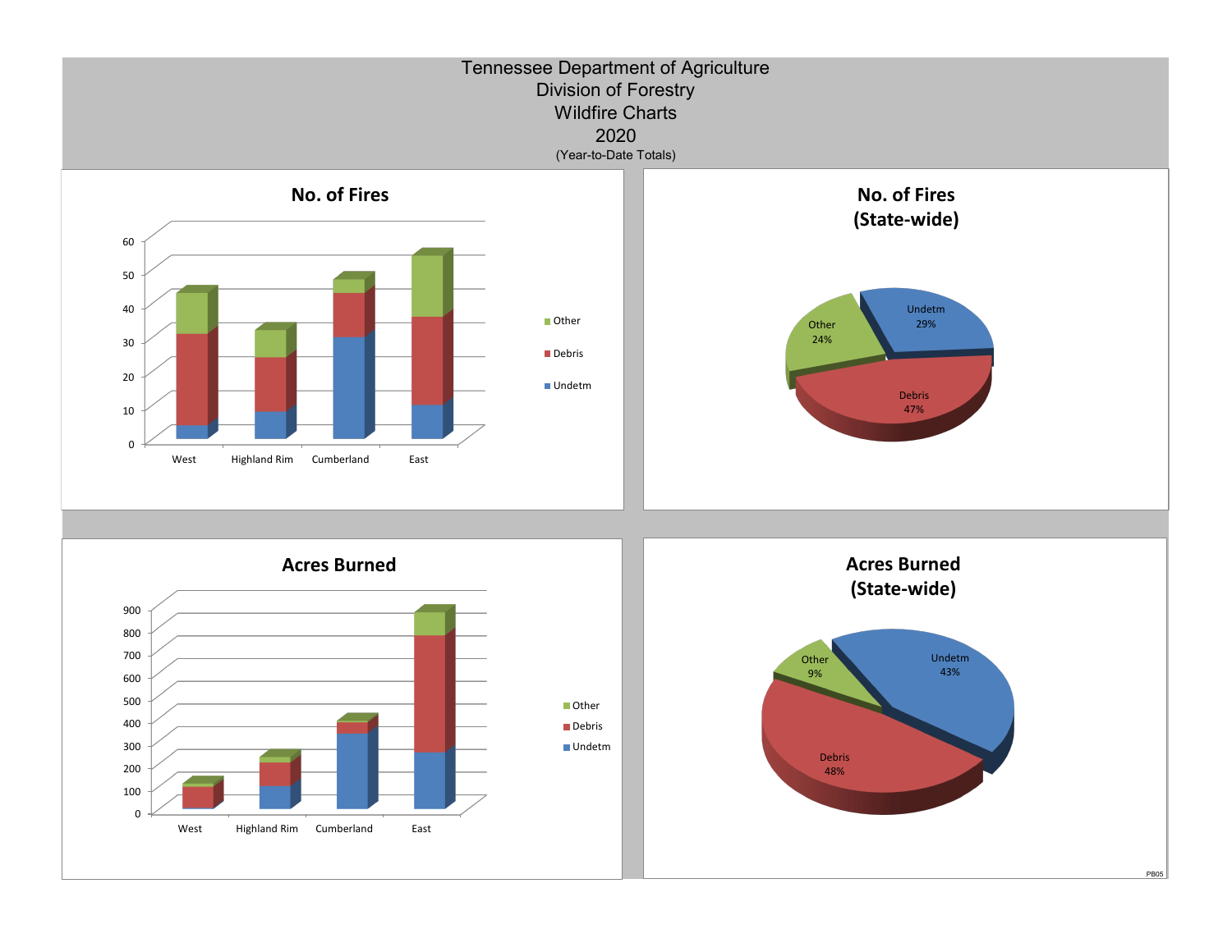Tennessee Department of Agriculture
Division of Forestry
Wildfire Charts
2020
(Year-to-Date Totals)

## No. of Fires

60
50
40
30
20
10
0

West
Highland Rim
Cumberland
East

Other
Debris
Undetm

## No. of Fires (State-wide)

Undetm 29%
Other 24%
Debris 47%

## Acres Burned

900
800
700
600
500
400
300
200
100
0

West
Highland Rim
Cumberland
East

Other
Debris
Undetm

## Acres Burned (State-wide)

Other 9%
Undetm 43%
Debris 48%

PB05